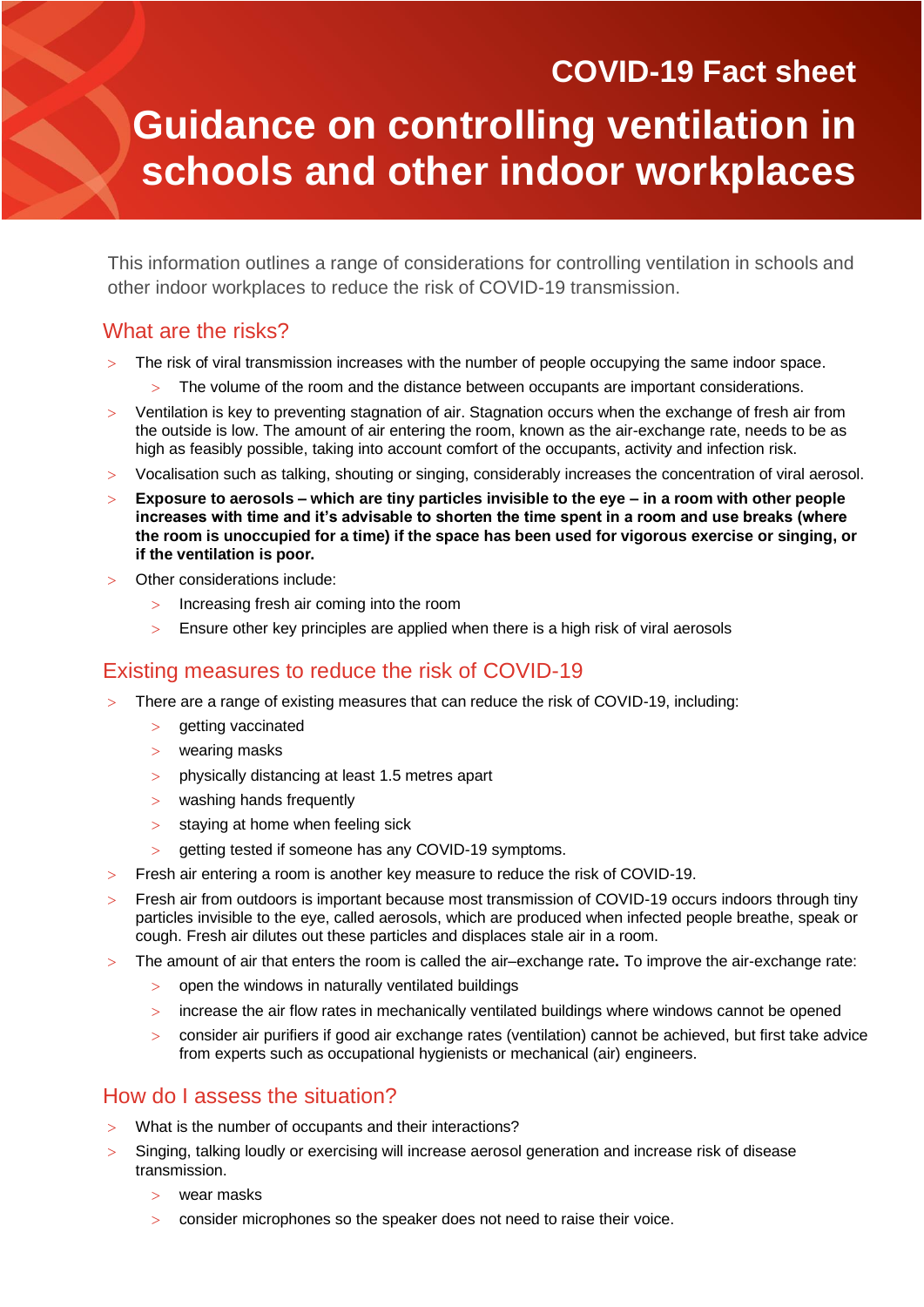COVID-19 Fact sheet

# Guidance on controlling ventilation in schools and other indoor workplaces

This information outlines a range of considerations for controlling ventilation in schools and other indoor workplaces to reduce the risk of COVID-19 transmission.

## What are the risks?

- The risk of viral transmission increases with the number of people occupying the same indoor space.
  - The volume of the room and the distance between occupants are important considerations.
- Ventilation is key to preventing stagnation of air. Stagnation occurs when the exchange of fresh air from the outside is low. The amount of air entering the room, known as the air-exchange rate, needs to be as high as feasibly possible, taking into account comfort of the occupants, activity and infection risk.
- Vocalisation such as talking, shouting or singing, considerably increases the concentration of viral aerosol.
- **Exposure to aerosols – which are tiny particles invisible to the eye – in a room with other people increases with time and it's advisable to shorten the time spent in a room and use breaks (where the room is unoccupied for a time) if the space has been used for vigorous exercise or singing, or if the ventilation is poor.**
- Other considerations include:
  - Increasing fresh air coming into the room
  - Ensure other key principles are applied when there is a high risk of viral aerosols

## Existing measures to reduce the risk of COVID-19

- There are a range of existing measures that can reduce the risk of COVID-19, including:
  - getting vaccinated
  - wearing masks
  - physically distancing at least 1.5 metres apart
  - washing hands frequently
  - staying at home when feeling sick
  - getting tested if someone has any COVID-19 symptoms.
- Fresh air entering a room is another key measure to reduce the risk of COVID-19.
- Fresh air from outdoors is important because most transmission of COVID-19 occurs indoors through tiny particles invisible to the eye, called aerosols, which are produced when infected people breathe, speak or cough. Fresh air dilutes out these particles and displaces stale air in a room.
- The amount of air that enters the room is called the air–exchange rate**.** To improve the air-exchange rate:
  - open the windows in naturally ventilated buildings
  - increase the air flow rates in mechanically ventilated buildings where windows cannot be opened
  - consider air purifiers if good air exchange rates (ventilation) cannot be achieved, but first take advice from experts such as occupational hygienists or mechanical (air) engineers.

## How do I assess the situation?

- What is the number of occupants and their interactions?
- Singing, talking loudly or exercising will increase aerosol generation and increase risk of disease transmission.
  - wear masks
  - consider microphones so the speaker does not need to raise their voice.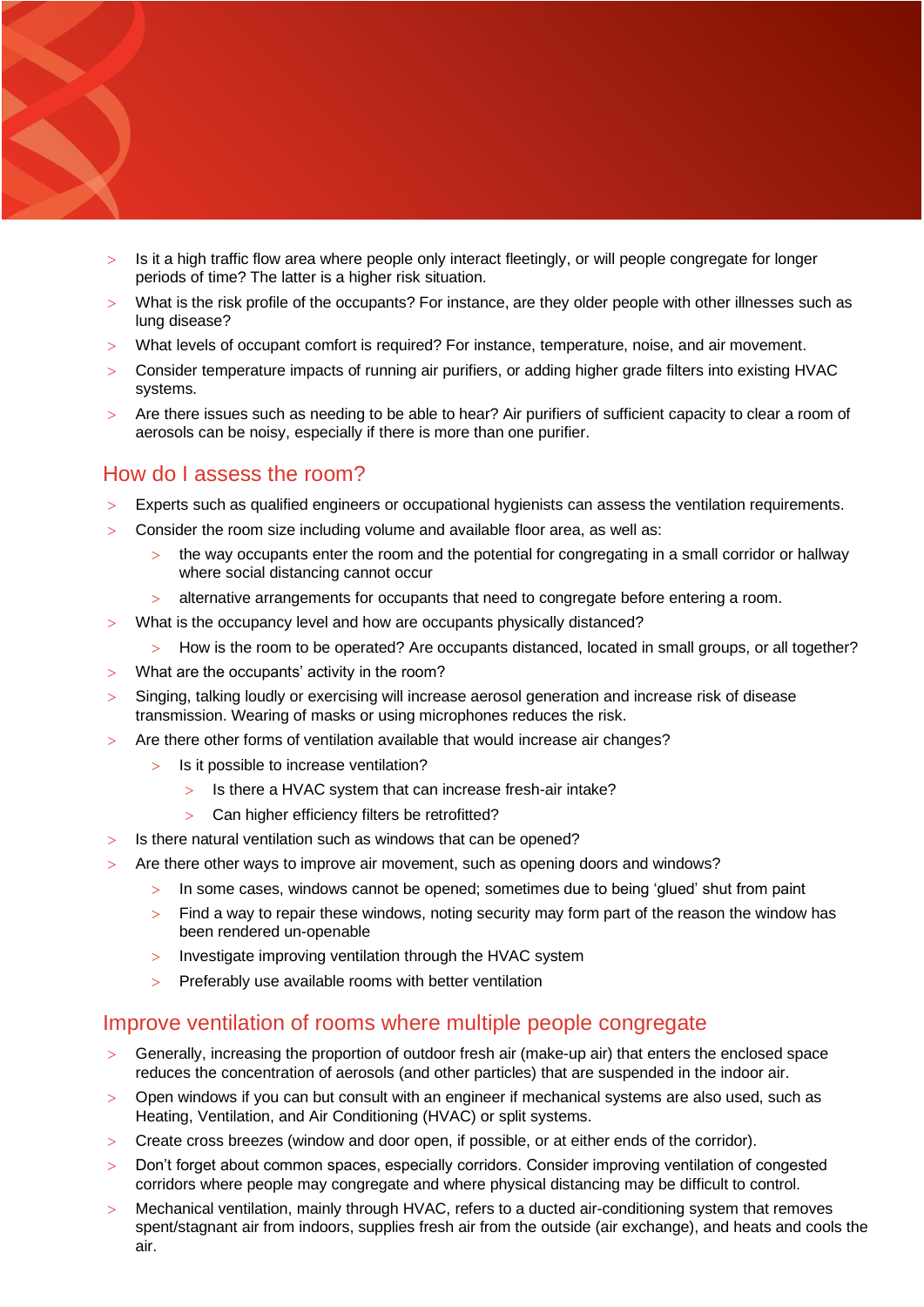- Is it a high traffic flow area where people only interact fleetingly, or will people congregate for longer periods of time? The latter is a higher risk situation.
- What is the risk profile of the occupants? For instance, are they older people with other illnesses such as lung disease?
- What levels of occupant comfort is required? For instance, temperature, noise, and air movement.
- Consider temperature impacts of running air purifiers, or adding higher grade filters into existing HVAC systems.
- Are there issues such as needing to be able to hear? Air purifiers of sufficient capacity to clear a room of aerosols can be noisy, especially if there is more than one purifier.

## How do I assess the room?

- Experts such as qualified engineers or occupational hygienists can assess the ventilation requirements.
- Consider the room size including volume and available floor area, as well as:
  - the way occupants enter the room and the potential for congregating in a small corridor or hallway where social distancing cannot occur
  - alternative arrangements for occupants that need to congregate before entering a room.
- What is the occupancy level and how are occupants physically distanced?
  - How is the room to be operated? Are occupants distanced, located in small groups, or all together?
- What are the occupants' activity in the room?
- Singing, talking loudly or exercising will increase aerosol generation and increase risk of disease transmission. Wearing of masks or using microphones reduces the risk.
- Are there other forms of ventilation available that would increase air changes?
  - Is it possible to increase ventilation?
    - Is there a HVAC system that can increase fresh-air intake?
    - Can higher efficiency filters be retrofitted?
- Is there natural ventilation such as windows that can be opened?
- Are there other ways to improve air movement, such as opening doors and windows?
  - In some cases, windows cannot be opened; sometimes due to being 'glued' shut from paint
  - Find a way to repair these windows, noting security may form part of the reason the window has been rendered un-openable
  - Investigate improving ventilation through the HVAC system
  - Preferably use available rooms with better ventilation

## Improve ventilation of rooms where multiple people congregate

- Generally, increasing the proportion of outdoor fresh air (make-up air) that enters the enclosed space reduces the concentration of aerosols (and other particles) that are suspended in the indoor air.
- Open windows if you can but consult with an engineer if mechanical systems are also used, such as Heating, Ventilation, and Air Conditioning (HVAC) or split systems.
- Create cross breezes (window and door open, if possible, or at either ends of the corridor).
- Don't forget about common spaces, especially corridors. Consider improving ventilation of congested corridors where people may congregate and where physical distancing may be difficult to control.
- Mechanical ventilation, mainly through HVAC, refers to a ducted air-conditioning system that removes spent/stagnant air from indoors, supplies fresh air from the outside (air exchange), and heats and cools the air.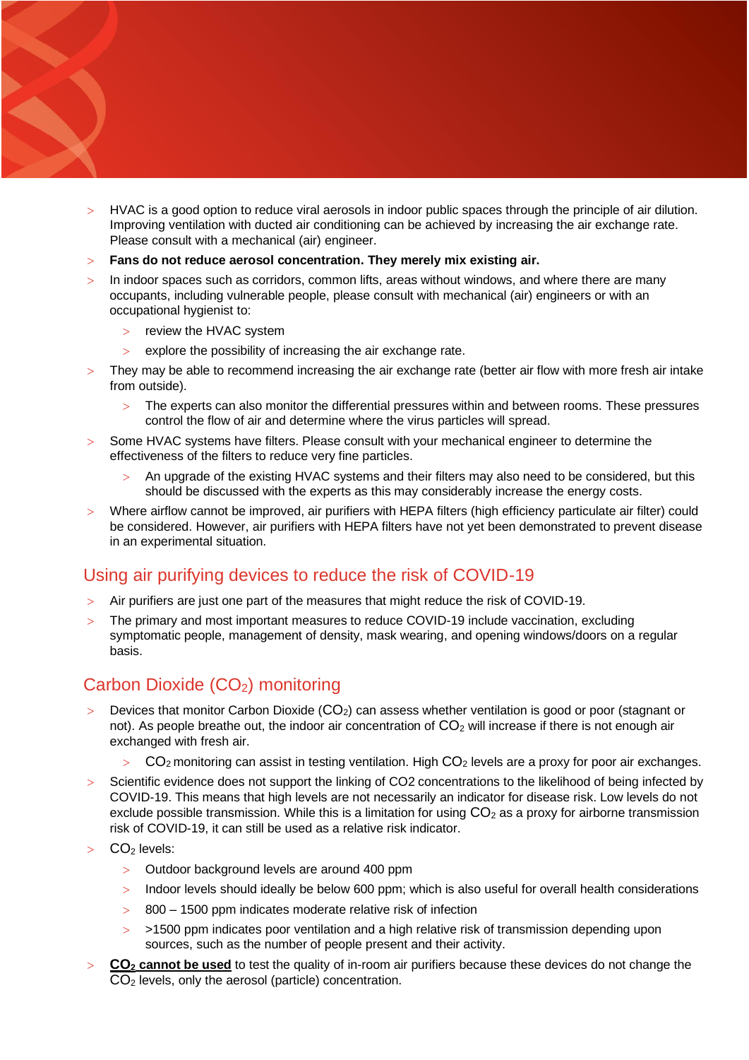- HVAC is a good option to reduce viral aerosols in indoor public spaces through the principle of air dilution. Improving ventilation with ducted air conditioning can be achieved by increasing the air exchange rate. Please consult with a mechanical (air) engineer.
- **Fans do not reduce aerosol concentration. They merely mix existing air.**
- In indoor spaces such as corridors, common lifts, areas without windows, and where there are many occupants, including vulnerable people, please consult with mechanical (air) engineers or with an occupational hygienist to:
  - review the HVAC system
  - explore the possibility of increasing the air exchange rate.
- They may be able to recommend increasing the air exchange rate (better air flow with more fresh air intake from outside).
  - The experts can also monitor the differential pressures within and between rooms. These pressures control the flow of air and determine where the virus particles will spread.
- Some HVAC systems have filters. Please consult with your mechanical engineer to determine the effectiveness of the filters to reduce very fine particles.
  - An upgrade of the existing HVAC systems and their filters may also need to be considered, but this should be discussed with the experts as this may considerably increase the energy costs.
- Where airflow cannot be improved, air purifiers with HEPA filters (high efficiency particulate air filter) could be considered. However, air purifiers with HEPA filters have not yet been demonstrated to prevent disease in an experimental situation.

## Using air purifying devices to reduce the risk of COVID-19

- Air purifiers are just one part of the measures that might reduce the risk of COVID-19.
- The primary and most important measures to reduce COVID-19 include vaccination, excluding symptomatic people, management of density, mask wearing, and opening windows/doors on a regular basis.

## Carbon Dioxide ($CO_2$) monitoring

- Devices that monitor Carbon Dioxide ($CO_2$) can assess whether ventilation is good or poor (stagnant or not). As people breathe out, the indoor air concentration of $CO_2$ will increase if there is not enough air exchanged with fresh air.
  - $CO_2$ monitoring can assist in testing ventilation. High $CO_2$ levels are a proxy for poor air exchanges.
- Scientific evidence does not support the linking of CO2 concentrations to the likelihood of being infected by COVID-19. This means that high levels are not necessarily an indicator for disease risk. Low levels do not exclude possible transmission. While this is a limitation for using $CO_2$ as a proxy for airborne transmission risk of COVID-19, it can still be used as a relative risk indicator.
- $CO_2$ levels:
  - Outdoor background levels are around 400 ppm
  - Indoor levels should ideally be below 600 ppm; which is also useful for overall health considerations
  - 800 – 1500 ppm indicates moderate relative risk of infection
  - >1500 ppm indicates poor ventilation and a high relative risk of transmission depending upon sources, such as the number of people present and their activity.
- **<u>$CO_2$ cannot be used</u>** to test the quality of in-room air purifiers because these devices do not change the $CO_2$ levels, only the aerosol (particle) concentration.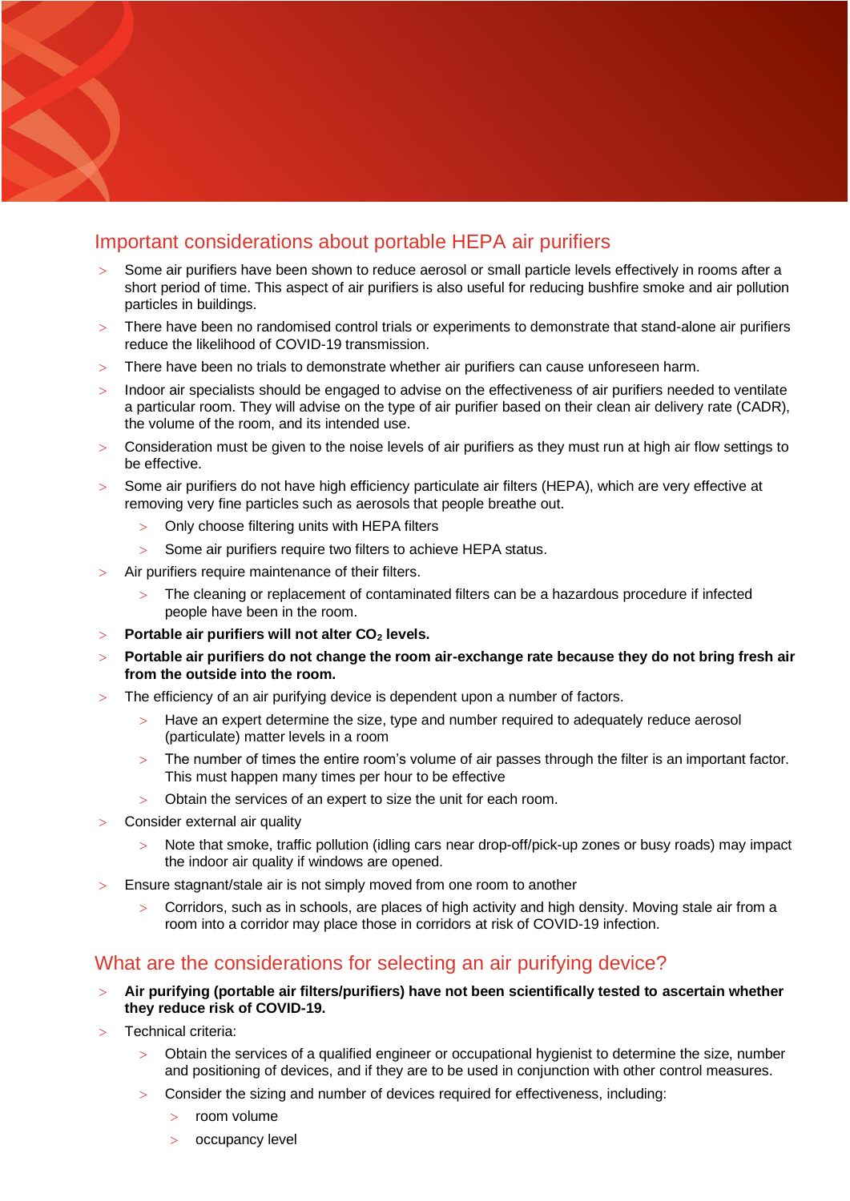## Important considerations about portable HEPA air purifiers

- Some air purifiers have been shown to reduce aerosol or small particle levels effectively in rooms after a short period of time. This aspect of air purifiers is also useful for reducing bushfire smoke and air pollution particles in buildings.
- There have been no randomised control trials or experiments to demonstrate that stand-alone air purifiers reduce the likelihood of COVID-19 transmission.
- There have been no trials to demonstrate whether air purifiers can cause unforeseen harm.
- Indoor air specialists should be engaged to advise on the effectiveness of air purifiers needed to ventilate a particular room. They will advise on the type of air purifier based on their clean air delivery rate (CADR), the volume of the room, and its intended use.
- Consideration must be given to the noise levels of air purifiers as they must run at high air flow settings to be effective.
- Some air purifiers do not have high efficiency particulate air filters (HEPA), which are very effective at removing very fine particles such as aerosols that people breathe out.
  - Only choose filtering units with HEPA filters
  - Some air purifiers require two filters to achieve HEPA status.
- Air purifiers require maintenance of their filters.
  - The cleaning or replacement of contaminated filters can be a hazardous procedure if infected people have been in the room.
- **Portable air purifiers will not alter $CO_2$ levels.**
- **Portable air purifiers do not change the room air-exchange rate because they do not bring fresh air from the outside into the room.**
- The efficiency of an air purifying device is dependent upon a number of factors.
  - Have an expert determine the size, type and number required to adequately reduce aerosol (particulate) matter levels in a room
  - The number of times the entire room's volume of air passes through the filter is an important factor. This must happen many times per hour to be effective
  - Obtain the services of an expert to size the unit for each room.
- Consider external air quality
  - Note that smoke, traffic pollution (idling cars near drop-off/pick-up zones or busy roads) may impact the indoor air quality if windows are opened.
- Ensure stagnant/stale air is not simply moved from one room to another
  - Corridors, such as in schools, are places of high activity and high density. Moving stale air from a room into a corridor may place those in corridors at risk of COVID-19 infection.

## What are the considerations for selecting an air purifying device?

- **Air purifying (portable air filters/purifiers) have not been scientifically tested to ascertain whether they reduce risk of COVID-19.**
- Technical criteria:
  - Obtain the services of a qualified engineer or occupational hygienist to determine the size, number and positioning of devices, and if they are to be used in conjunction with other control measures.
  - Consider the sizing and number of devices required for effectiveness, including:
    - room volume
    - occupancy level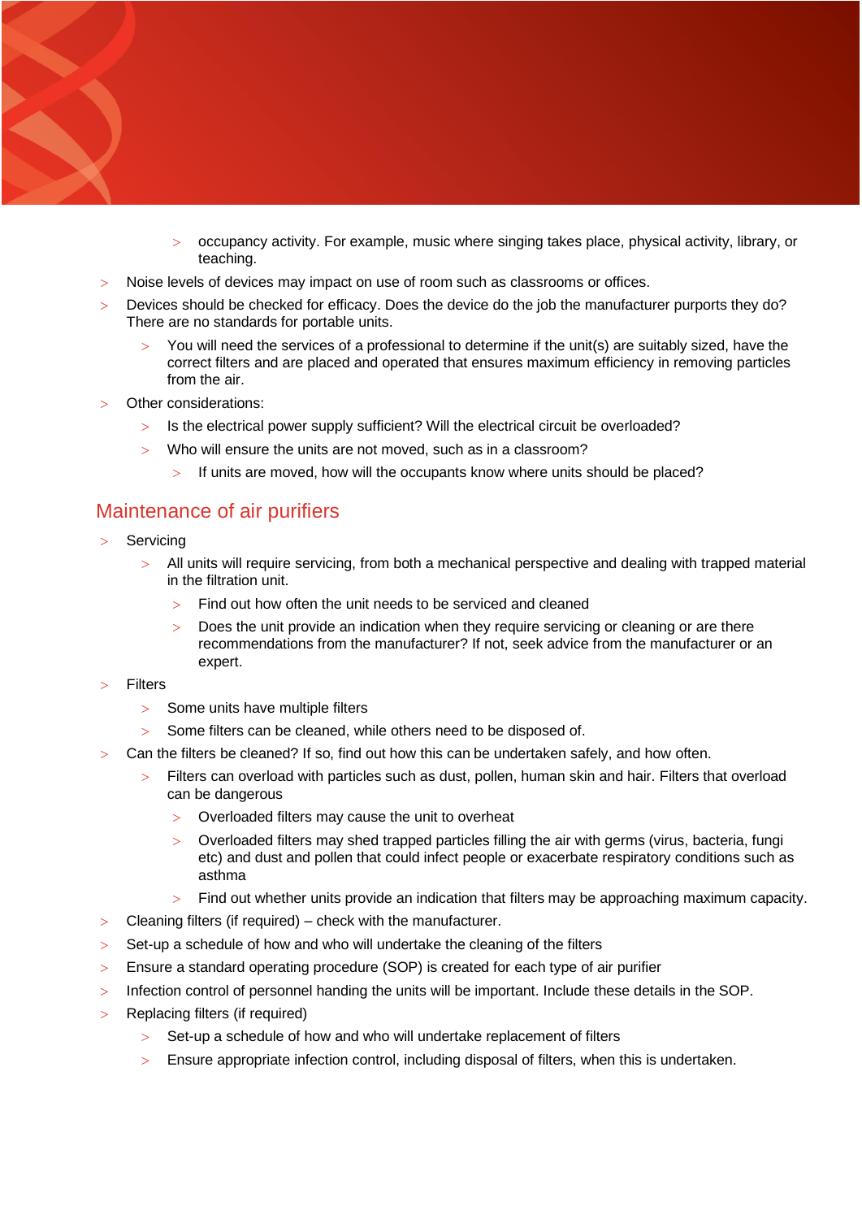- occupancy activity. For example, music where singing takes place, physical activity, library, or teaching.
- Noise levels of devices may impact on use of room such as classrooms or offices.
- Devices should be checked for efficacy. Does the device do the job the manufacturer purports they do? There are no standards for portable units.
  - You will need the services of a professional to determine if the unit(s) are suitably sized, have the correct filters and are placed and operated that ensures maximum efficiency in removing particles from the air.
- Other considerations:
  - Is the electrical power supply sufficient? Will the electrical circuit be overloaded?
  - Who will ensure the units are not moved, such as in a classroom?
    - If units are moved, how will the occupants know where units should be placed?

## Maintenance of air purifiers

- Servicing
  - All units will require servicing, from both a mechanical perspective and dealing with trapped material in the filtration unit.
    - Find out how often the unit needs to be serviced and cleaned
    - Does the unit provide an indication when they require servicing or cleaning or are there recommendations from the manufacturer? If not, seek advice from the manufacturer or an expert.
- Filters
  - Some units have multiple filters
  - Some filters can be cleaned, while others need to be disposed of.
- Can the filters be cleaned? If so, find out how this can be undertaken safely, and how often.
  - Filters can overload with particles such as dust, pollen, human skin and hair. Filters that overload can be dangerous
    - Overloaded filters may cause the unit to overheat
    - Overloaded filters may shed trapped particles filling the air with germs (virus, bacteria, fungi etc) and dust and pollen that could infect people or exacerbate respiratory conditions such as asthma
    - Find out whether units provide an indication that filters may be approaching maximum capacity.
- Cleaning filters (if required) – check with the manufacturer.
- Set-up a schedule of how and who will undertake the cleaning of the filters
- Ensure a standard operating procedure (SOP) is created for each type of air purifier
- Infection control of personnel handing the units will be important. Include these details in the SOP.
- Replacing filters (if required)
  - Set-up a schedule of how and who will undertake replacement of filters
  - Ensure appropriate infection control, including disposal of filters, when this is undertaken.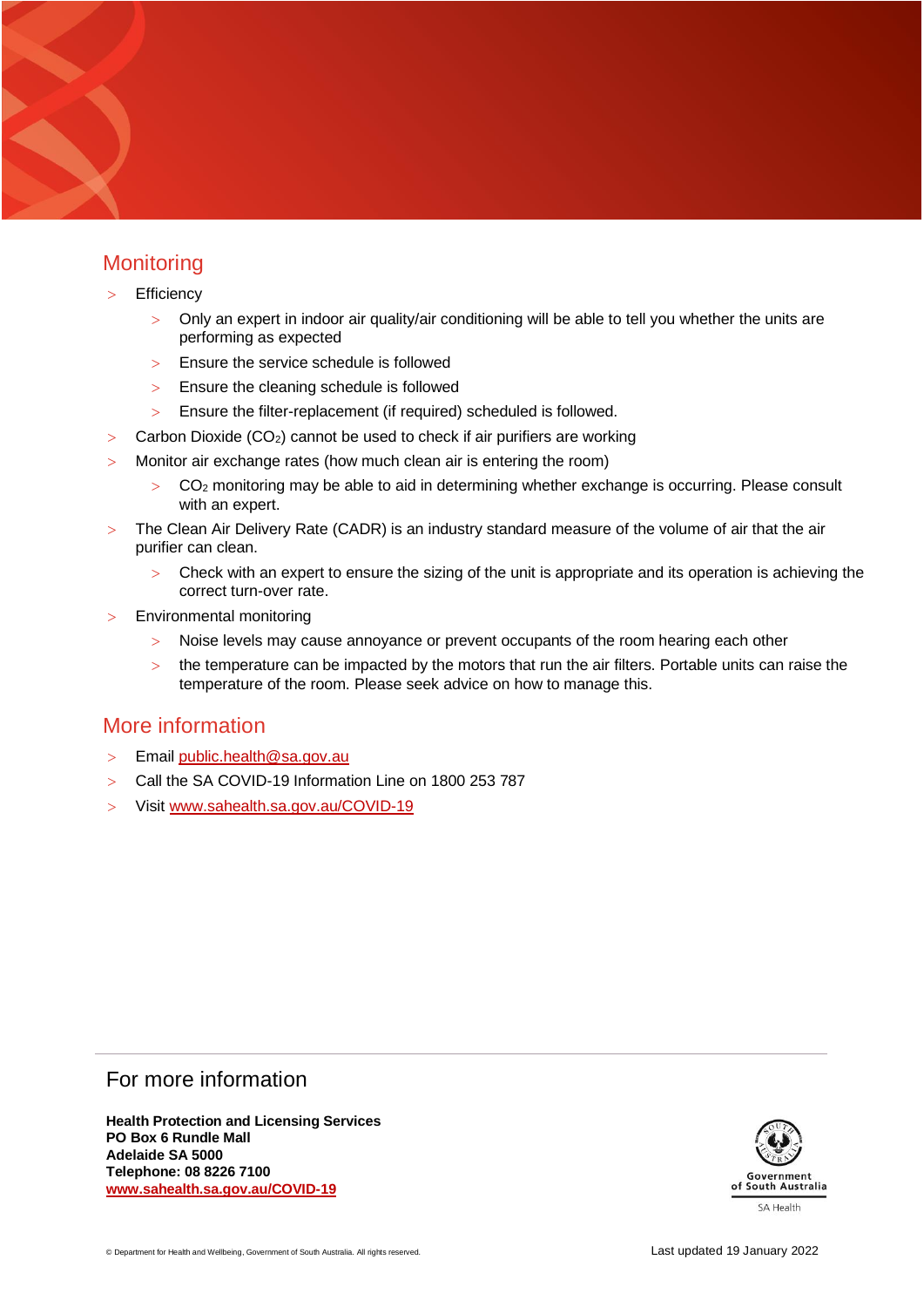## Monitoring

- Efficiency
  - Only an expert in indoor air quality/air conditioning will be able to tell you whether the units are performing as expected
  - Ensure the service schedule is followed
  - Ensure the cleaning schedule is followed
  - Ensure the filter-replacement (if required) scheduled is followed.
- Carbon Dioxide ($CO_2$) cannot be used to check if air purifiers are working
- Monitor air exchange rates (how much clean air is entering the room)
  - $CO_2$ monitoring may be able to aid in determining whether exchange is occurring. Please consult with an expert.
- The Clean Air Delivery Rate (CADR) is an industry standard measure of the volume of air that the air purifier can clean.
  - Check with an expert to ensure the sizing of the unit is appropriate and its operation is achieving the correct turn-over rate.
- Environmental monitoring
  - Noise levels may cause annoyance or prevent occupants of the room hearing each other
  - the temperature can be impacted by the motors that run the air filters. Portable units can raise the temperature of the room. Please seek advice on how to manage this.

## More information

- Email public.health@sa.gov.au
- Call the SA COVID-19 Information Line on 1800 253 787
- Visit www.sahealth.sa.gov.au/COVID-19

## For more information

**Health Protection and Licensing Services**
**PO Box 6 Rundle Mall**
**Adelaide SA 5000**
**Telephone: 08 8226 7100**
**www.sahealth.sa.gov.au/COVID-19**

Government of South Australia
SA Health

© Department for Health and Wellbeing, Government of South Australia. All rights reserved.

Last updated 19 January 2022